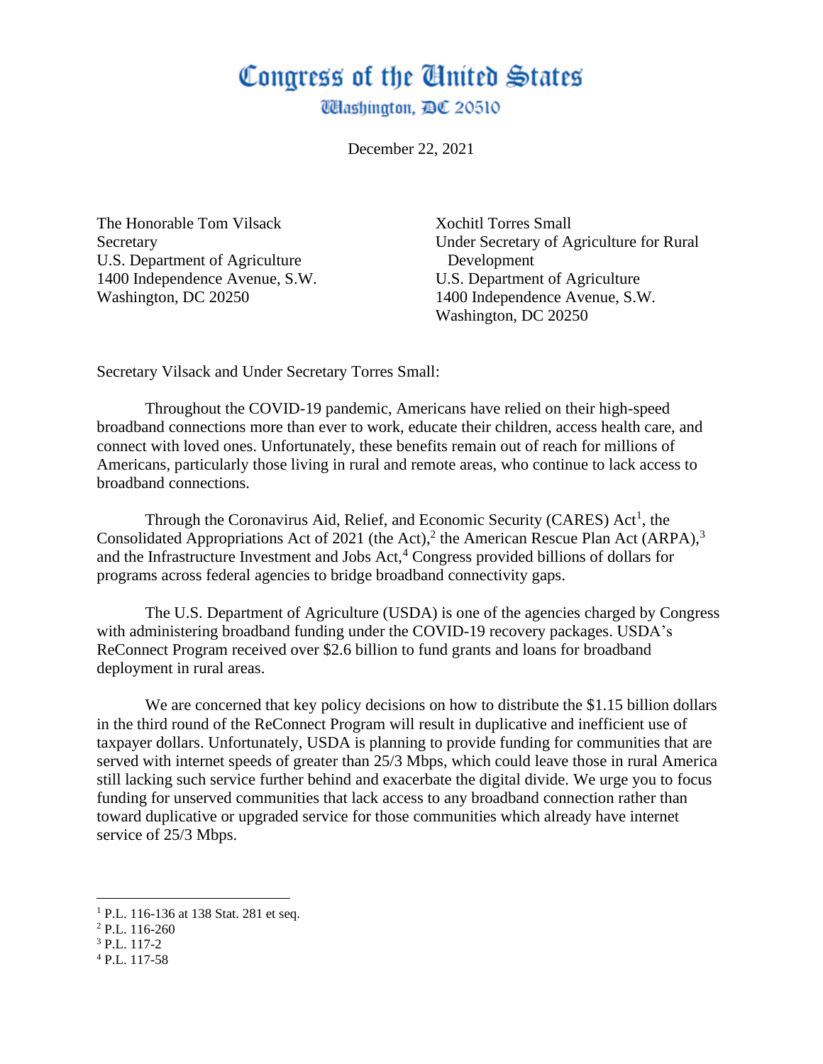# Congress of the United States

## Washington, DC 20510

December 22, 2021

The Honorable Tom Vilsack
Secretary
U.S. Department of Agriculture
1400 Independence Avenue, S.W.
Washington, DC 20250

Xochitl Torres Small
Under Secretary of Agriculture for Rural Development
U.S. Department of Agriculture
1400 Independence Avenue, S.W.
Washington, DC 20250

Secretary Vilsack and Under Secretary Torres Small:

Throughout the COVID-19 pandemic, Americans have relied on their high-speed broadband connections more than ever to work, educate their children, access health care, and connect with loved ones. Unfortunately, these benefits remain out of reach for millions of Americans, particularly those living in rural and remote areas, who continue to lack access to broadband connections.

Through the Coronavirus Aid, Relief, and Economic Security (CARES) Act[1], the Consolidated Appropriations Act of 2021 (the Act),[2] the American Rescue Plan Act (ARPA),[3] and the Infrastructure Investment and Jobs Act,[4] Congress provided billions of dollars for programs across federal agencies to bridge broadband connectivity gaps.

The U.S. Department of Agriculture (USDA) is one of the agencies charged by Congress with administering broadband funding under the COVID-19 recovery packages. USDA's ReConnect Program received over $2.6 billion to fund grants and loans for broadband deployment in rural areas.

We are concerned that key policy decisions on how to distribute the $1.15 billion dollars in the third round of the ReConnect Program will result in duplicative and inefficient use of taxpayer dollars. Unfortunately, USDA is planning to provide funding for communities that are served with internet speeds of greater than 25/3 Mbps, which could leave those in rural America still lacking such service further behind and exacerbate the digital divide. We urge you to focus funding for unserved communities that lack access to any broadband connection rather than toward duplicative or upgraded service for those communities which already have internet service of 25/3 Mbps.

---

[1] P.L. 116-136 at 138 Stat. 281 et seq.
[2] P.L. 116-260
[3] P.L. 117-2
[4] P.L. 117-58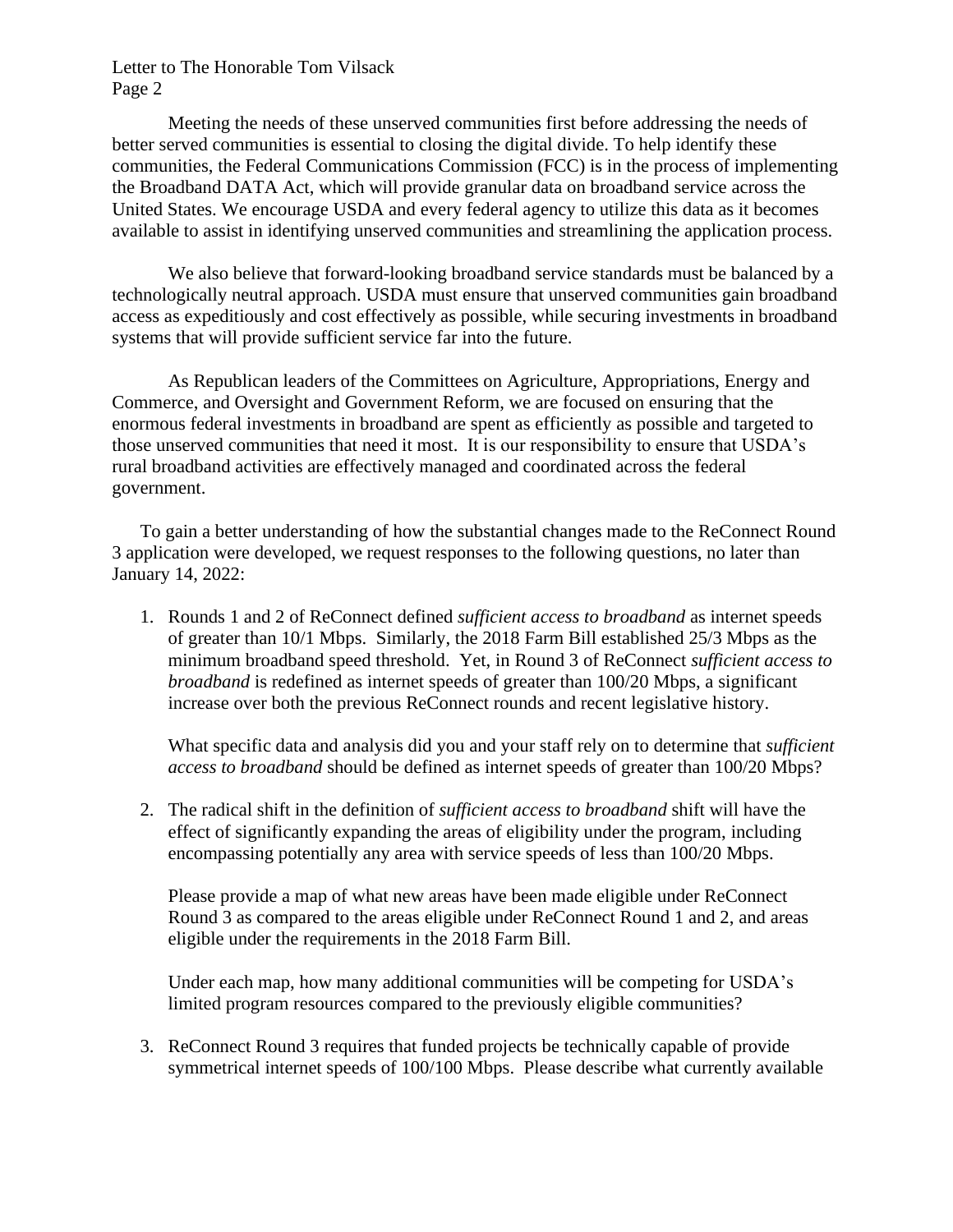Meeting the needs of these unserved communities first before addressing the needs of better served communities is essential to closing the digital divide. To help identify these communities, the Federal Communications Commission (FCC) is in the process of implementing the Broadband DATA Act, which will provide granular data on broadband service across the United States. We encourage USDA and every federal agency to utilize this data as it becomes available to assist in identifying unserved communities and streamlining the application process.

We also believe that forward-looking broadband service standards must be balanced by a technologically neutral approach. USDA must ensure that unserved communities gain broadband access as expeditiously and cost effectively as possible, while securing investments in broadband systems that will provide sufficient service far into the future.

As Republican leaders of the Committees on Agriculture, Appropriations, Energy and Commerce, and Oversight and Government Reform, we are focused on ensuring that the enormous federal investments in broadband are spent as efficiently as possible and targeted to those unserved communities that need it most. It is our responsibility to ensure that USDA's rural broadband activities are effectively managed and coordinated across the federal government.

To gain a better understanding of how the substantial changes made to the ReConnect Round 3 application were developed, we request responses to the following questions, no later than January 14, 2022:

1. Rounds 1 and 2 of ReConnect defined *sufficient access to broadband* as internet speeds of greater than 10/1 Mbps. Similarly, the 2018 Farm Bill established 25/3 Mbps as the minimum broadband speed threshold. Yet, in Round 3 of ReConnect *sufficient access to broadband* is redefined as internet speeds of greater than 100/20 Mbps, a significant increase over both the previous ReConnect rounds and recent legislative history.

   What specific data and analysis did you and your staff rely on to determine that *sufficient access to broadband* should be defined as internet speeds of greater than 100/20 Mbps?

2. The radical shift in the definition of *sufficient access to broadband* shift will have the effect of significantly expanding the areas of eligibility under the program, including encompassing potentially any area with service speeds of less than 100/20 Mbps.

   Please provide a map of what new areas have been made eligible under ReConnect Round 3 as compared to the areas eligible under ReConnect Round 1 and 2, and areas eligible under the requirements in the 2018 Farm Bill.

   Under each map, how many additional communities will be competing for USDA's limited program resources compared to the previously eligible communities?

3. ReConnect Round 3 requires that funded projects be technically capable of provide symmetrical internet speeds of 100/100 Mbps. Please describe what currently available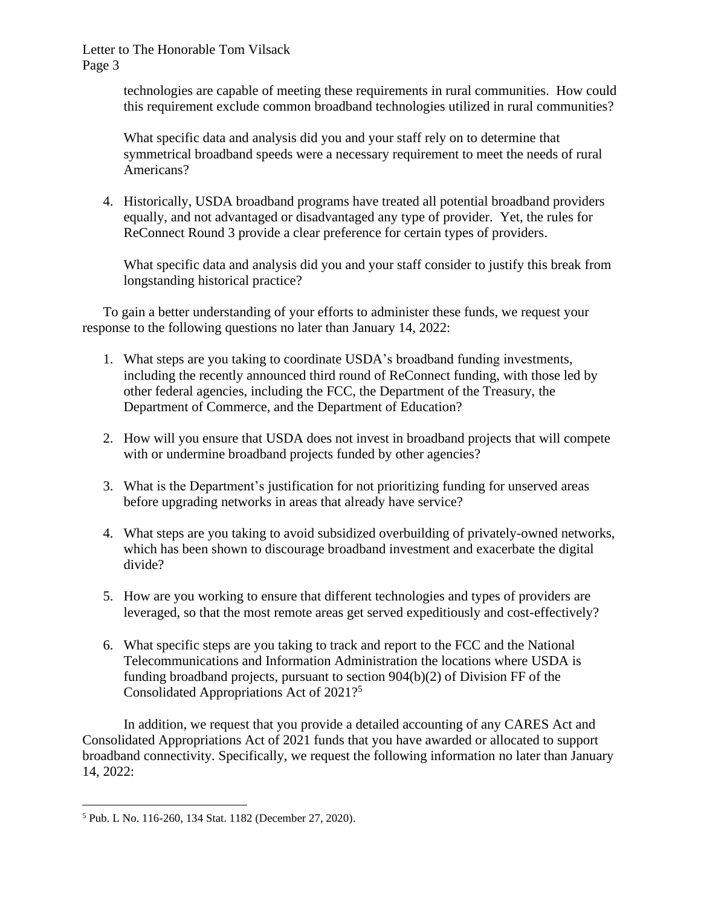technologies are capable of meeting these requirements in rural communities. How could this requirement exclude common broadband technologies utilized in rural communities?

What specific data and analysis did you and your staff rely on to determine that symmetrical broadband speeds were a necessary requirement to meet the needs of rural Americans?

4. Historically, USDA broadband programs have treated all potential broadband providers equally, and not advantaged or disadvantaged any type of provider. Yet, the rules for ReConnect Round 3 provide a clear preference for certain types of providers.

   What specific data and analysis did you and your staff consider to justify this break from longstanding historical practice?

To gain a better understanding of your efforts to administer these funds, we request your response to the following questions no later than January 14, 2022:

1. What steps are you taking to coordinate USDA's broadband funding investments, including the recently announced third round of ReConnect funding, with those led by other federal agencies, including the FCC, the Department of the Treasury, the Department of Commerce, and the Department of Education?

2. How will you ensure that USDA does not invest in broadband projects that will compete with or undermine broadband projects funded by other agencies?

3. What is the Department's justification for not prioritizing funding for unserved areas before upgrading networks in areas that already have service?

4. What steps are you taking to avoid subsidized overbuilding of privately-owned networks, which has been shown to discourage broadband investment and exacerbate the digital divide?

5. How are you working to ensure that different technologies and types of providers are leveraged, so that the most remote areas get served expeditiously and cost-effectively?

6. What specific steps are you taking to track and report to the FCC and the National Telecommunications and Information Administration the locations where USDA is funding broadband projects, pursuant to section 904(b)(2) of Division FF of the Consolidated Appropriations Act of 2021?[5]

In addition, we request that you provide a detailed accounting of any CARES Act and Consolidated Appropriations Act of 2021 funds that you have awarded or allocated to support broadband connectivity. Specifically, we request the following information no later than January 14, 2022:

---

[5] Pub. L No. 116-260, 134 Stat. 1182 (December 27, 2020).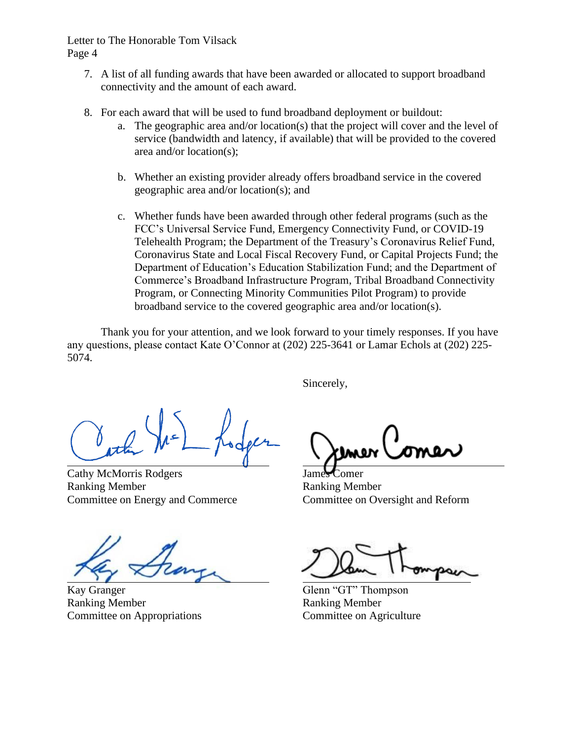7. A list of all funding awards that have been awarded or allocated to support broadband connectivity and the amount of each award.

8. For each award that will be used to fund broadband deployment or buildout:
   a. The geographic area and/or location(s) that the project will cover and the level of service (bandwidth and latency, if available) that will be provided to the covered area and/or location(s);

   b. Whether an existing provider already offers broadband service in the covered geographic area and/or location(s); and

   c. Whether funds have been awarded through other federal programs (such as the FCC's Universal Service Fund, Emergency Connectivity Fund, or COVID-19 Telehealth Program; the Department of the Treasury's Coronavirus Relief Fund, Coronavirus State and Local Fiscal Recovery Fund, or Capital Projects Fund; the Department of Education's Education Stabilization Fund; and the Department of Commerce's Broadband Infrastructure Program, Tribal Broadband Connectivity Program, or Connecting Minority Communities Pilot Program) to provide broadband service to the covered geographic area and/or location(s).

Thank you for your attention, and we look forward to your timely responses. If you have any questions, please contact Kate O'Connor at (202) 225-3641 or Lamar Echols at (202) 225-5074.

Sincerely,

Cathy McMorris Rodgers
Ranking Member
Committee on Energy and Commerce

James Comer
Ranking Member
Committee on Oversight and Reform

Kay Granger
Ranking Member
Committee on Appropriations

Glenn "GT" Thompson
Ranking Member
Committee on Agriculture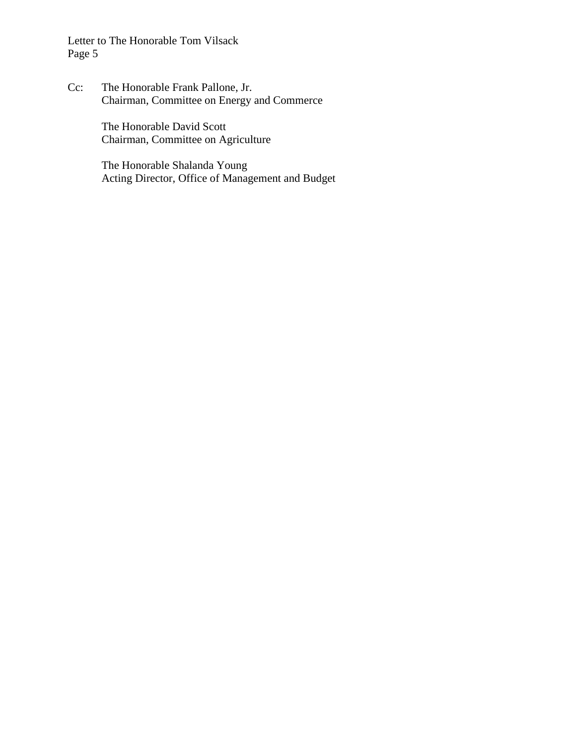Cc: The Honorable Frank Pallone, Jr.
Chairman, Committee on Energy and Commerce

The Honorable David Scott
Chairman, Committee on Agriculture

The Honorable Shalanda Young
Acting Director, Office of Management and Budget